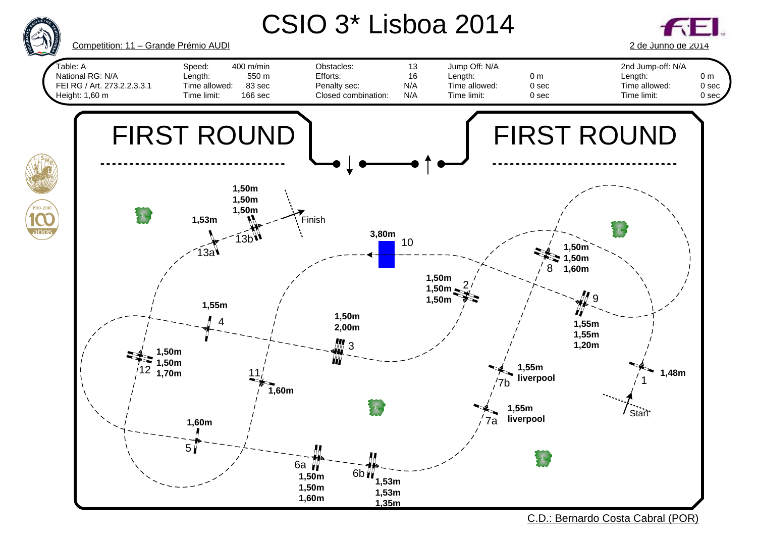# CSIO 3* Lisboa 2014

Competition: 11 – Grande Prémio AUDI

2 de Junho de 2014

| | | | | | | | | | |
|---|---|---|---|---|---|---|---|---|---|
| Table: A | Speed: | 400 m/min | Obstacles: | 13 | Jump Off: N/A | | | 2nd Jump-off: N/A | |
| National RG: N/A | Length: | 550 m | Efforts: | 16 | Length: | 0 m | | Length: | 0 m |
| FEI RG / Art. 273.2.2.3.3.1 | Time allowed: | 83 sec | Penalty sec: | N/A | Time allowed: | 0 sec | | Time allowed: | 0 sec |
| Height: 1,60 m | Time limit: | 166 sec | Closed combination: | N/A | Time limit: | 0 sec | | Time limit: | 0 sec |

## FIRST ROUND

## FIRST ROUND

Start

1 — 1,48m

2 — 1,50m 1,50m 1,50m

3 — 1,50m 2,00m

4 — 1,55m

5 — 1,60m

6a — 1,50m 1,50m 1,60m

6b — 1,53m 1,53m 1,35m

7a — 1,55m liverpool

7b — 1,55m liverpool

8 — 1,50m 1,50m 1,60m

9 — 1,55m 1,55m 1,20m

10 — 3,80m

11 — 1,60m

12 — 1,50m 1,50m 1,70m

13a — 1,53m

13b — 1,50m 1,50m 1,50m

Finish

C.D.: Bernardo Costa Cabral (POR)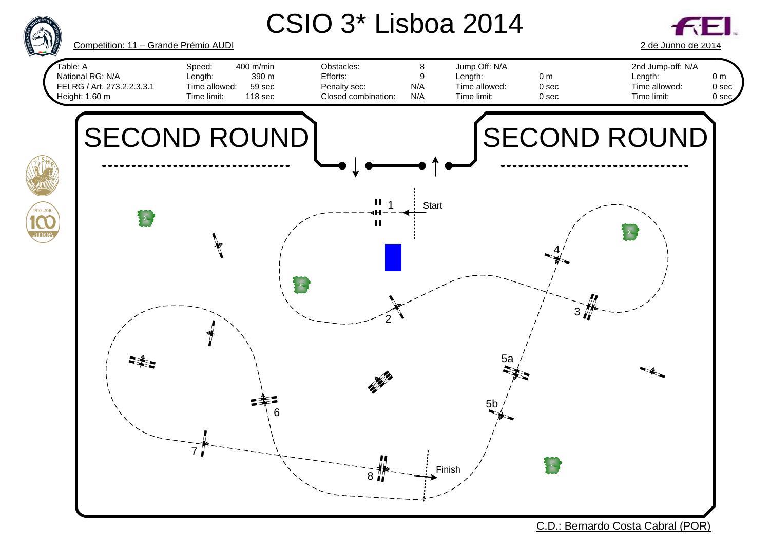# CSIO 3* Lisboa 2014

Competition: 11 – Grande Prémio AUDI

2 de Junho de 2014

| | | | | | | | | | | |
|---|---|---|---|---|---|---|---|---|---|---|
| Table: A | Speed: | 400 m/min | Obstacles: | 8 | Jump Off: N/A | | | 2nd Jump-off: N/A | |
| National RG: N/A | Length: | 390 m | Efforts: | 9 | Length: | 0 m | | Length: | 0 m |
| FEI RG / Art. 273.2.2.3.3.1 | Time allowed: | 59 sec | Penalty sec: | N/A | Time allowed: | 0 sec | | Time allowed: | 0 sec |
| Height: 1,60 m | Time limit: | 118 sec | Closed combination: | N/A | Time limit: | 0 sec | | Time limit: | 0 sec |

SECOND ROUND

SECOND ROUND

1

Start

4

3

2

5a

5b

6

7

8

Finish

C.D.: Bernardo Costa Cabral (POR)